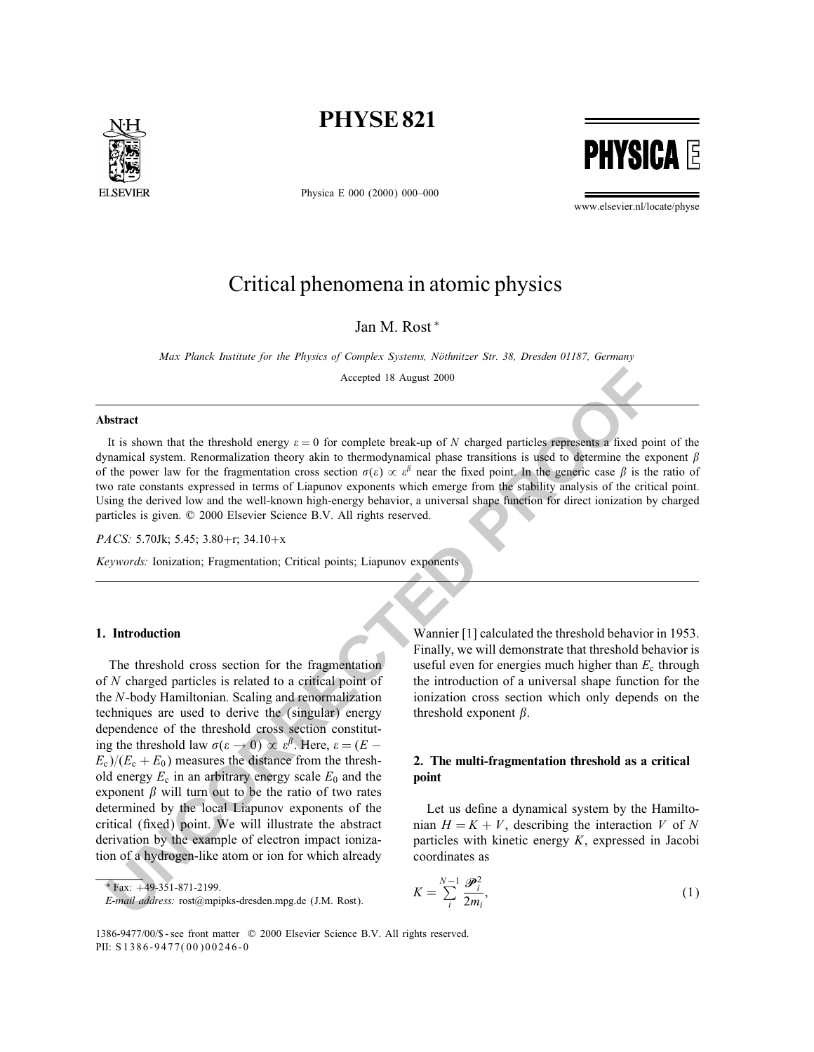# Critical phenomena in atomic physics

Jan M. Rost *

*Max Planck Institute for the Physics of Complex Systems, Nöthnitzer Str. 38, Dresden 01187, Germany*

Accepted 18 August 2000

## Abstract

It is shown that the threshold energy $\varepsilon = 0$ for complete break-up of $N$ charged particles represents a fixed point of the dynamical system. Renormalization theory akin to thermodynamical phase transitions is used to determine the exponent $\beta$ of the power law for the fragmentation cross section $\sigma(\varepsilon) \propto \varepsilon^{\beta}$ near the fixed point. In the generic case $\beta$ is the ratio of two rate constants expressed in terms of Liapunov exponents which emerge from the stability analysis of the critical point. Using the derived low and the well-known high-energy behavior, a universal shape function for direct ionization by charged particles is given. © 2000 Elsevier Science B.V. All rights reserved.

*PACS:* 5.70Jk; 5.45; 3.80+r; 34.10+x

*Keywords:* Ionization; Fragmentation; Critical points; Liapunov exponents

## 1. Introduction

The threshold cross section for the fragmentation of $N$ charged particles is related to a critical point of the $N$-body Hamiltonian. Scaling and renormalization techniques are used to derive the (singular) energy dependence of the threshold cross section constituting the threshold law $\sigma(\varepsilon \to 0) \propto \varepsilon^{\beta}$. Here, $\varepsilon = (E - E_c)/(E_c + E_0)$ measures the distance from the threshold energy $E_c$ in an arbitrary energy scale $E_0$ and the exponent $\beta$ will turn out to be the ratio of two rates determined by the local Liapunov exponents of the critical (fixed) point. We will illustrate the abstract derivation by the example of electron impact ionization of a hydrogen-like atom or ion for which already Wannier [1] calculated the threshold behavior in 1953. Finally, we will demonstrate that threshold behavior is useful even for energies much higher than $E_c$ through the introduction of a universal shape function for the ionization cross section which only depends on the threshold exponent $\beta$.

## 2. The multi-fragmentation threshold as a critical point

Let us define a dynamical system by the Hamiltonian $H = K + V$, describing the interaction $V$ of $N$ particles with kinetic energy $K$, expressed in Jacobi coordinates as

$$K = \sum_{i}^{N-1} \frac{\mathscr{P}_i^2}{2m_i}, \tag{1}$$

* Fax: +49-351-871-2199.
*E-mail address:* rost@mpipks-dresden.mpg.de (J.M. Rost).

1386-9477/00/$ - see front matter © 2000 Elsevier Science B.V. All rights reserved.
PII: S1386-9477(00)00246-0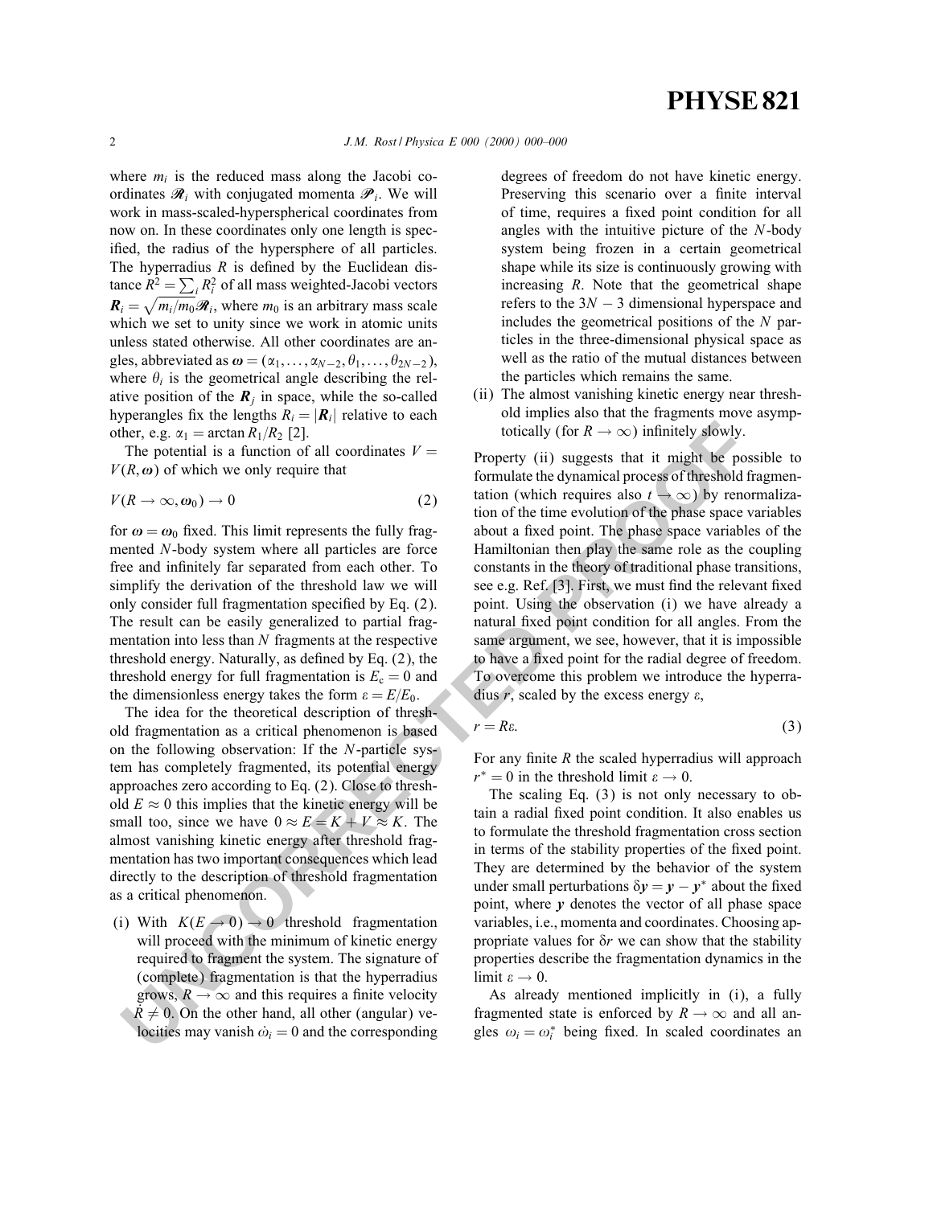where $m_i$ is the reduced mass along the Jacobi coordinates $\mathcal{R}_i$ with conjugated momenta $\mathcal{P}_i$. We will work in mass-scaled-hyperspherical coordinates from now on. In these coordinates only one length is specified, the radius of the hypersphere of all particles. The hyperradius $R$ is defined by the Euclidean distance $R^2 = \sum_i R_i^2$ of all mass weighted-Jacobi vectors $\boldsymbol{R}_i = \sqrt{m_i/m_0}\mathcal{R}_i$, where $m_0$ is an arbitrary mass scale which we set to unity since we work in atomic units unless stated otherwise. All other coordinates are angles, abbreviated as $\boldsymbol{\omega} = (\alpha_1, \ldots, \alpha_{N-2}, \theta_1, \ldots, \theta_{2N-2})$, where $\theta_i$ is the geometrical angle describing the relative position of the $\boldsymbol{R}_j$ in space, while the so-called hyperangles fix the lengths $R_i = |\boldsymbol{R}_i|$ relative to each other, e.g. $\alpha_1 = \arctan R_1/R_2$ [2].

The potential is a function of all coordinates $V = V(R, \boldsymbol{\omega})$ of which we only require that

$$V(R \to \infty, \boldsymbol{\omega}_0) \to 0 \tag{2}$$

for $\boldsymbol{\omega} = \boldsymbol{\omega}_0$ fixed. This limit represents the fully fragmented $N$-body system where all particles are force free and infinitely far separated from each other. To simplify the derivation of the threshold law we will only consider full fragmentation specified by Eq. (2). The result can be easily generalized to partial fragmentation into less than $N$ fragments at the respective threshold energy. Naturally, as defined by Eq. (2), the threshold energy for full fragmentation is $E_c = 0$ and the dimensionless energy takes the form $\varepsilon = E/E_0$.

The idea for the theoretical description of threshold fragmentation as a critical phenomenon is based on the following observation: If the $N$-particle system has completely fragmented, its potential energy approaches zero according to Eq. (2). Close to threshold $E \approx 0$ this implies that the kinetic energy will be small too, since we have $0 \approx E = K + V \approx K$. The almost vanishing kinetic energy after threshold fragmentation has two important consequences which lead directly to the description of threshold fragmentation as a critical phenomenon.

(i) With $K(E \to 0) \to 0$ threshold fragmentation will proceed with the minimum of kinetic energy required to fragment the system. The signature of (complete) fragmentation is that the hyperradius grows, $R \to \infty$ and this requires a finite velocity $\dot{R} \neq 0$. On the other hand, all other (angular) velocities may vanish $\dot{\omega}_i = 0$ and the corresponding degrees of freedom do not have kinetic energy. Preserving this scenario over a finite interval of time, requires a fixed point condition for all angles with the intuitive picture of the $N$-body system being frozen in a certain geometrical shape while its size is continuously growing with increasing $R$. Note that the geometrical shape refers to the $3N-3$ dimensional hyperspace and includes the geometrical positions of the $N$ particles in the three-dimensional physical space as well as the ratio of the mutual distances between the particles which remains the same.

(ii) The almost vanishing kinetic energy near threshold implies also that the fragments move asymptotically (for $R \to \infty$) infinitely slowly.

Property (ii) suggests that it might be possible to formulate the dynamical process of threshold fragmentation (which requires also $t \to \infty$) by renormalization of the time evolution of the phase space variables about a fixed point. The phase space variables of the Hamiltonian then play the same role as the coupling constants in the theory of traditional phase transitions, see e.g. Ref. [3]. First, we must find the relevant fixed point. Using the observation (i) we have already a natural fixed point condition for all angles. From the same argument, we see, however, that it is impossible to have a fixed point for the radial degree of freedom. To overcome this problem we introduce the hyperradius $r$, scaled by the excess energy $\varepsilon$,

$$r = R\varepsilon. \tag{3}$$

For any finite $R$ the scaled hyperradius will approach $r^* = 0$ in the threshold limit $\varepsilon \to 0$.

The scaling Eq. (3) is not only necessary to obtain a radial fixed point condition. It also enables us to formulate the threshold fragmentation cross section in terms of the stability properties of the fixed point. They are determined by the behavior of the system under small perturbations $\delta\boldsymbol{y} = \boldsymbol{y} - \boldsymbol{y}^*$ about the fixed point, where $\boldsymbol{y}$ denotes the vector of all phase space variables, i.e., momenta and coordinates. Choosing appropriate values for $\delta r$ we can show that the stability properties describe the fragmentation dynamics in the limit $\varepsilon \to 0$.

As already mentioned implicitly in (i), a fully fragmented state is enforced by $R \to \infty$ and all angles $\omega_i = \omega_i^*$ being fixed. In scaled coordinates an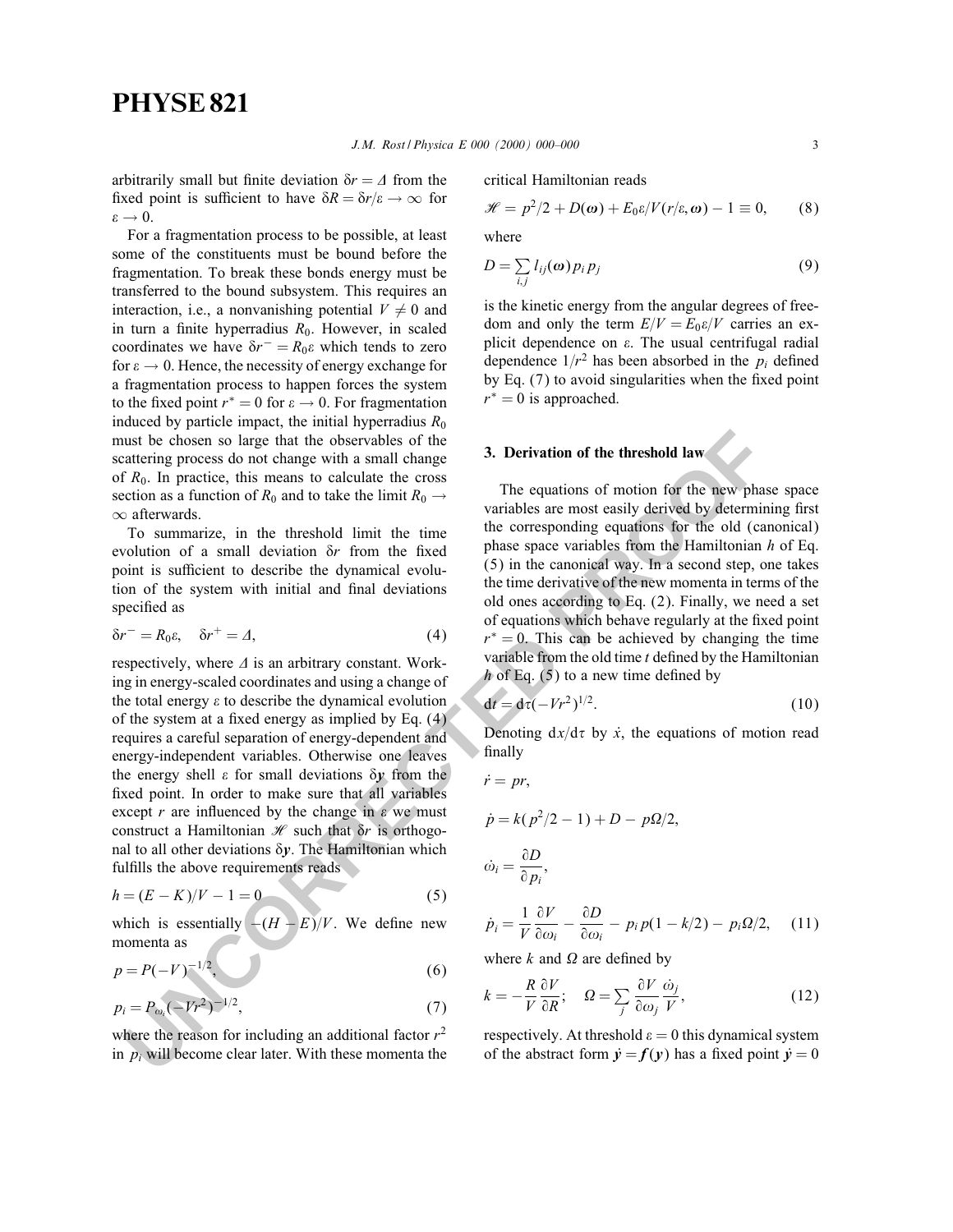arbitrarily small but finite deviation $\delta r = \Delta$ from the fixed point is sufficient to have $\delta R = \delta r/\varepsilon \to \infty$ for $\varepsilon \to 0$.

For a fragmentation process to be possible, at least some of the constituents must be bound before the fragmentation. To break these bonds energy must be transferred to the bound subsystem. This requires an interaction, i.e., a nonvanishing potential $V \neq 0$ and in turn a finite hyperradius $R_0$. However, in scaled coordinates we have $\delta r^- = R_0\varepsilon$ which tends to zero for $\varepsilon \to 0$. Hence, the necessity of energy exchange for a fragmentation process to happen forces the system to the fixed point $r^* = 0$ for $\varepsilon \to 0$. For fragmentation induced by particle impact, the initial hyperradius $R_0$ must be chosen so large that the observables of the scattering process do not change with a small change of $R_0$. In practice, this means to calculate the cross section as a function of $R_0$ and to take the limit $R_0 \to \infty$ afterwards.

To summarize, in the threshold limit the time evolution of a small deviation $\delta r$ from the fixed point is sufficient to describe the dynamical evolution of the system with initial and final deviations specified as

$$\delta r^- = R_0\varepsilon, \quad \delta r^+ = \Delta, \tag{4}$$

respectively, where $\Delta$ is an arbitrary constant. Working in energy-scaled coordinates and using a change of the total energy $\varepsilon$ to describe the dynamical evolution of the system at a fixed energy as implied by Eq. (4) requires a careful separation of energy-dependent and energy-independent variables. Otherwise one leaves the energy shell $\varepsilon$ for small deviations $\delta \boldsymbol{y}$ from the fixed point. In order to make sure that all variables except $r$ are influenced by the change in $\varepsilon$ we must construct a Hamiltonian $\mathscr{H}$ such that $\delta r$ is orthogonal to all other deviations $\delta \boldsymbol{y}$. The Hamiltonian which fulfills the above requirements reads

$$h = (E - K)/V - 1 = 0 \tag{5}$$

which is essentially $-(H - E)/V$. We define new momenta as

$$p = P(-V)^{-1/2}, \tag{6}$$

$$p_i = P_{\omega_i}(-Vr^2)^{-1/2}, \tag{7}$$

where the reason for including an additional factor $r^2$ in $p_i$ will become clear later. With these momenta the critical Hamiltonian reads

$$\mathscr{H} = p^2/2 + D(\boldsymbol{\omega}) + E_0\varepsilon/V(r/\varepsilon, \boldsymbol{\omega}) - 1 \equiv 0, \tag{8}$$

where

$$D = \sum_{i,j} l_{ij}(\boldsymbol{\omega}) p_i p_j \tag{9}$$

is the kinetic energy from the angular degrees of freedom and only the term $E/V = E_0\varepsilon/V$ carries an explicit dependence on $\varepsilon$. The usual centrifugal radial dependence $1/r^2$ has been absorbed in the $p_i$ defined by Eq. (7) to avoid singularities when the fixed point $r^* = 0$ is approached.

## 3. Derivation of the threshold law

The equations of motion for the new phase space variables are most easily derived by determining first the corresponding equations for the old (canonical) phase space variables from the Hamiltonian $h$ of Eq. (5) in the canonical way. In a second step, one takes the time derivative of the new momenta in terms of the old ones according to Eq. (2). Finally, we need a set of equations which behave regularly at the fixed point $r^* = 0$. This can be achieved by changing the time variable from the old time $t$ defined by the Hamiltonian $h$ of Eq. (5) to a new time defined by

$$\mathrm{d}t = \mathrm{d}\tau(-Vr^2)^{1/2}. \tag{10}$$

Denoting $\mathrm{d}x/\mathrm{d}\tau$ by $\dot{x}$, the equations of motion read finally

$$\begin{aligned}
\dot{r} &= pr,\\
\dot{p} &= k(p^2/2 - 1) + D - p\Omega/2,\\
\dot{\omega}_i &= \frac{\partial D}{\partial p_i},\\
\dot{p}_i &= \frac{1}{V}\frac{\partial V}{\partial \omega_i} - \frac{\partial D}{\partial \omega_i} - p_i p(1 - k/2) - p_i\Omega/2,
\end{aligned} \tag{11}$$

where $k$ and $\Omega$ are defined by

$$k = -\frac{R}{V}\frac{\partial V}{\partial R}; \quad \Omega = \sum_j \frac{\partial V}{\partial \omega_j}\frac{\dot{\omega}_j}{V}, \tag{12}$$

respectively. At threshold $\varepsilon = 0$ this dynamical system of the abstract form $\dot{\boldsymbol{y}} = \boldsymbol{f}(\boldsymbol{y})$ has a fixed point $\dot{\boldsymbol{y}} = 0$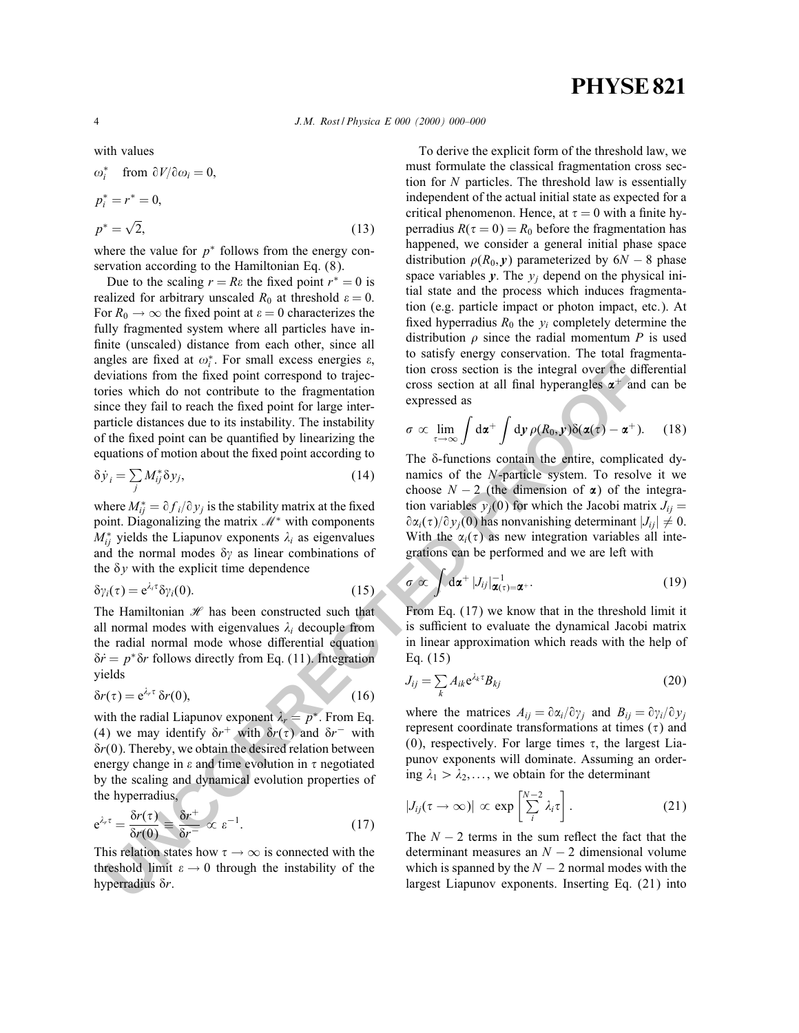with values

$$\omega_i^* \quad \text{from } \partial V/\partial \omega_i = 0,$$

$$p_i^* = r^* = 0,$$

$$p^* = \sqrt{2}, \tag{13}$$

where the value for $p^*$ follows from the energy conservation according to the Hamiltonian Eq. (8).

Due to the scaling $r = R\varepsilon$ the fixed point $r^* = 0$ is realized for arbitrary unscaled $R_0$ at threshold $\varepsilon = 0$. For $R_0 \to \infty$ the fixed point at $\varepsilon = 0$ characterizes the fully fragmented system where all particles have infinite (unscaled) distance from each other, since all angles are fixed at $\omega_i^*$. For small excess energies $\varepsilon$, deviations from the fixed point correspond to trajectories which do not contribute to the fragmentation since they fail to reach the fixed point for large interparticle distances due to its instability. The instability of the fixed point can be quantified by linearizing the equations of motion about the fixed point according to

$$\delta \dot{y}_i = \sum_j M_{ij}^* \delta y_j, \tag{14}$$

where $M_{ij}^* = \partial f_i/\partial y_j$ is the stability matrix at the fixed point. Diagonalizing the matrix $\mathscr{M}^*$ with components $M_{ij}^*$ yields the Liapunov exponents $\lambda_i$ as eigenvalues and the normal modes $\delta\gamma$ as linear combinations of the $\delta y$ with the explicit time dependence

$$\delta\gamma_i(\tau) = \mathrm{e}^{\lambda_i \tau} \delta\gamma_i(0). \tag{15}$$

The Hamiltonian $\mathscr{H}$ has been constructed such that all normal modes with eigenvalues $\lambda_i$ decouple from the radial normal mode whose differential equation $\delta\dot{r} = p^* \delta r$ follows directly from Eq. (11). Integration yields

$$\delta r(\tau) = \mathrm{e}^{\lambda_r \tau} \delta r(0), \tag{16}$$

with the radial Liapunov exponent $\lambda_r = p^*$. From Eq. (4) we may identify $\delta r^+$ with $\delta r(\tau)$ and $\delta r^-$ with $\delta r(0)$. Thereby, we obtain the desired relation between energy change in $\varepsilon$ and time evolution in $\tau$ negotiated by the scaling and dynamical evolution properties of the hyperradius,

$$\mathrm{e}^{\lambda_r \tau} = \frac{\delta r(\tau)}{\delta r(0)} = \frac{\delta r^+}{\delta r^-} \propto \varepsilon^{-1}. \tag{17}$$

This relation states how $\tau \to \infty$ is connected with the threshold limit $\varepsilon \to 0$ through the instability of the hyperradius $\delta r$.

To derive the explicit form of the threshold law, we must formulate the classical fragmentation cross section for $N$ particles. The threshold law is essentially independent of the actual initial state as expected for a critical phenomenon. Hence, at $\tau = 0$ with a finite hyperradius $R(\tau = 0) = R_0$ before the fragmentation has happened, we consider a general initial phase space distribution $\rho(R_0, \boldsymbol{y})$ parameterized by $6N - 8$ phase space variables $\boldsymbol{y}$. The $y_j$ depend on the physical initial state and the process which induces fragmentation (e.g. particle impact or photon impact, etc.). At fixed hyperradius $R_0$ the $y_i$ completely determine the distribution $\rho$ since the radial momentum $P$ is used to satisfy energy conservation. The total fragmentation cross section is the integral over the differential cross section at all final hyperangles $\boldsymbol{\alpha}^+$ and can be expressed as

$$\sigma \propto \lim_{\tau\to\infty} \int \mathrm{d}\boldsymbol{\alpha}^+ \int \mathrm{d}\boldsymbol{y}\, \rho(R_0, \boldsymbol{y}) \delta(\boldsymbol{\alpha}(\tau) - \boldsymbol{\alpha}^+). \tag{18}$$

The $\delta$-functions contain the entire, complicated dynamics of the $N$-particle system. To resolve it we choose $N - 2$ (the dimension of $\boldsymbol{\alpha}$) of the integration variables $y_j(0)$ for which the Jacobi matrix $J_{ij} = \partial\alpha_i(\tau)/\partial y_j(0)$ has nonvanishing determinant $|J_{ij}| \neq 0$. With the $\alpha_i(\tau)$ as new integration variables all integrations can be performed and we are left with

$$\sigma \propto \int \mathrm{d}\boldsymbol{\alpha}^+ \, |J_{ij}|^{-1}_{\boldsymbol{\alpha}(\tau)=\boldsymbol{\alpha}^+}. \tag{19}$$

From Eq. (17) we know that in the threshold limit it is sufficient to evaluate the dynamical Jacobi matrix in linear approximation which reads with the help of Eq. (15)

$$J_{ij} = \sum_k A_{ik} \mathrm{e}^{\lambda_k \tau} B_{kj} \tag{20}$$

where the matrices $A_{ij} = \partial\alpha_i/\partial\gamma_j$ and $B_{ij} = \partial\gamma_i/\partial y_j$ represent coordinate transformations at times $(\tau)$ and $(0)$, respectively. For large times $\tau$, the largest Liapunov exponents will dominate. Assuming an ordering $\lambda_1 > \lambda_2, \ldots$, we obtain for the determinant

$$|J_{ij}(\tau \to \infty)| \propto \exp\left[\sum_i^{N-2} \lambda_i \tau\right]. \tag{21}$$

The $N - 2$ terms in the sum reflect the fact that the determinant measures an $N - 2$ dimensional volume which is spanned by the $N - 2$ normal modes with the largest Liapunov exponents. Inserting Eq. (21) into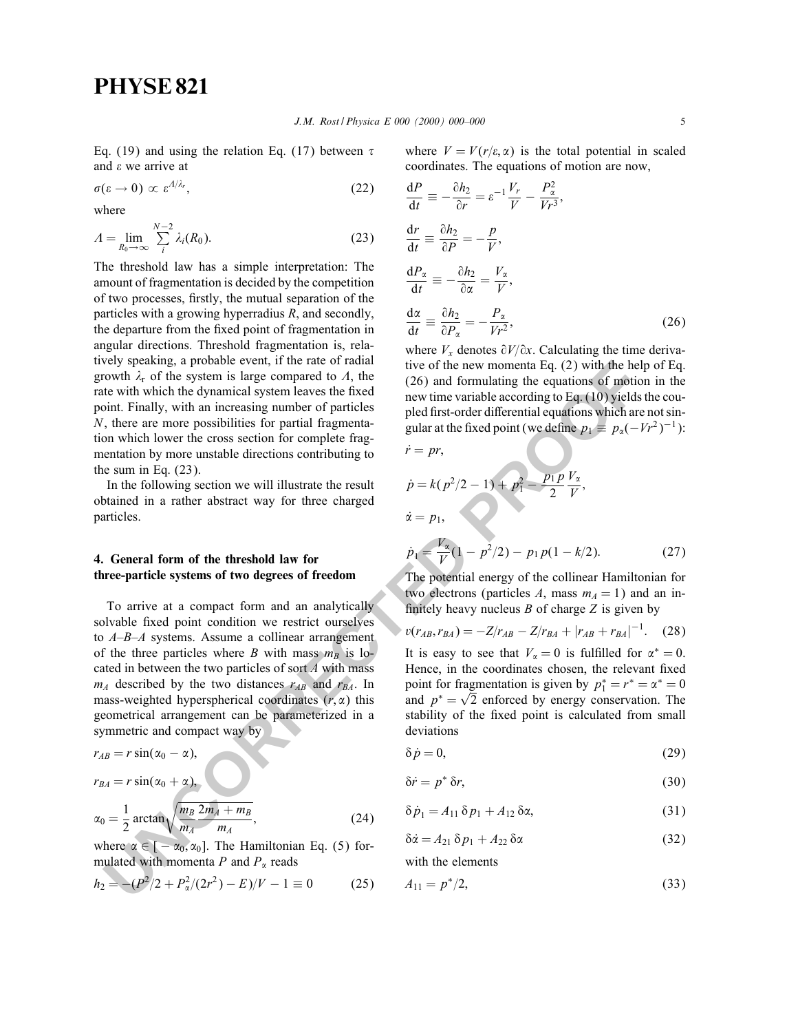Eq. (19) and using the relation Eq. (17) between $\tau$ and $\varepsilon$ we arrive at

$$\sigma(\varepsilon \to 0) \propto \varepsilon^{\Lambda/\lambda_r}, \tag{22}$$

where

$$\Lambda = \lim_{R_0 \to \infty} \sum_{i}^{N-2} \lambda_i(R_0). \tag{23}$$

The threshold law has a simple interpretation: The amount of fragmentation is decided by the competition of two processes, firstly, the mutual separation of the particles with a growing hyperradius $R$, and secondly, the departure from the fixed point of fragmentation in angular directions. Threshold fragmentation is, relatively speaking, a probable event, if the rate of radial growth $\lambda_r$ of the system is large compared to $\Lambda$, the rate with which the dynamical system leaves the fixed point. Finally, with an increasing number of particles $N$, there are more possibilities for partial fragmentation which lower the cross section for complete fragmentation by more unstable directions contributing to the sum in Eq. (23).

In the following section we will illustrate the result obtained in a rather abstract way for three charged particles.

## 4. General form of the threshold law for three-particle systems of two degrees of freedom

To arrive at a compact form and an analytically solvable fixed point condition we restrict ourselves to $A$–$B$–$A$ systems. Assume a collinear arrangement of the three particles where $B$ with mass $m_B$ is located in between the two particles of sort $A$ with mass $m_A$ described by the two distances $r_{AB}$ and $r_{BA}$. In mass-weighted hyperspherical coordinates $(r, \alpha)$ this geometrical arrangement can be parameterized in a symmetric and compact way by

$$r_{AB} = r\sin(\alpha_0 - \alpha),$$

$$r_{BA} = r\sin(\alpha_0 + \alpha),$$

$$\alpha_0 = \frac{1}{2}\arctan\sqrt{\frac{m_B}{m_A}\frac{2m_A + m_B}{m_A}}, \tag{24}$$

where $\alpha \in [-\alpha_0, \alpha_0]$. The Hamiltonian Eq. (5) formulated with momenta $P$ and $P_\alpha$ reads

$$h_2 = -(P^2/2 + P_\alpha^2/(2r^2) - E)/V - 1 \equiv 0 \tag{25}$$

where $V = V(r/\varepsilon, \alpha)$ is the total potential in scaled coordinates. The equations of motion are now,

$$\frac{\mathrm{d}P}{\mathrm{d}t} \equiv -\frac{\partial h_2}{\partial r} = \varepsilon^{-1}\frac{V_r}{V} - \frac{P_\alpha^2}{Vr^3},$$

$$\frac{\mathrm{d}r}{\mathrm{d}t} \equiv \frac{\partial h_2}{\partial P} = -\frac{p}{V},$$

$$\frac{\mathrm{d}P_\alpha}{\mathrm{d}t} \equiv -\frac{\partial h_2}{\partial \alpha} = \frac{V_\alpha}{V},$$

$$\frac{\mathrm{d}\alpha}{\mathrm{d}t} \equiv \frac{\partial h_2}{\partial P_\alpha} = -\frac{P_\alpha}{Vr^2}, \tag{26}$$

where $V_x$ denotes $\partial V/\partial x$. Calculating the time derivative of the new momenta Eq. (2) with the help of Eq. (26) and formulating the equations of motion in the new time variable according to Eq. (10) yields the coupled first-order differential equations which are not singular at the fixed point (we define $p_1 \equiv p_\alpha(-Vr^2)^{-1}$):

$$\dot{r} = pr,$$

$$\dot{p} = k(p^2/2 - 1) + p_1^2 - \frac{p_1 p}{2}\frac{V_\alpha}{V},$$

$$\dot{\alpha} = p_1,$$

$$\dot{p}_1 = \frac{V_\alpha}{V}(1 - p^2/2) - p_1 p(1 - k/2). \tag{27}$$

The potential energy of the collinear Hamiltonian for two electrons (particles $A$, mass $m_A = 1$) and an infinitely heavy nucleus $B$ of charge $Z$ is given by

$$v(r_{AB}, r_{BA}) = -Z/r_{AB} - Z/r_{BA} + |r_{AB} + r_{BA}|^{-1}. \tag{28}$$

It is easy to see that $V_\alpha = 0$ is fulfilled for $\alpha^* = 0$. Hence, in the coordinates chosen, the relevant fixed point for fragmentation is given by $p_1^* = r^* = \alpha^* = 0$ and $p^* = \sqrt{2}$ enforced by energy conservation. The stability of the fixed point is calculated from small deviations

$$\delta\dot{p} = 0, \tag{29}$$

$$\delta\dot{r} = p^*\,\delta r, \tag{30}$$

$$\delta\dot{p}_1 = A_{11}\,\delta p_1 + A_{12}\,\delta\alpha, \tag{31}$$

$$\delta\dot{\alpha} = A_{21}\,\delta p_1 + A_{22}\,\delta\alpha \tag{32}$$

with the elements

$$A_{11} = p^*/2, \tag{33}$$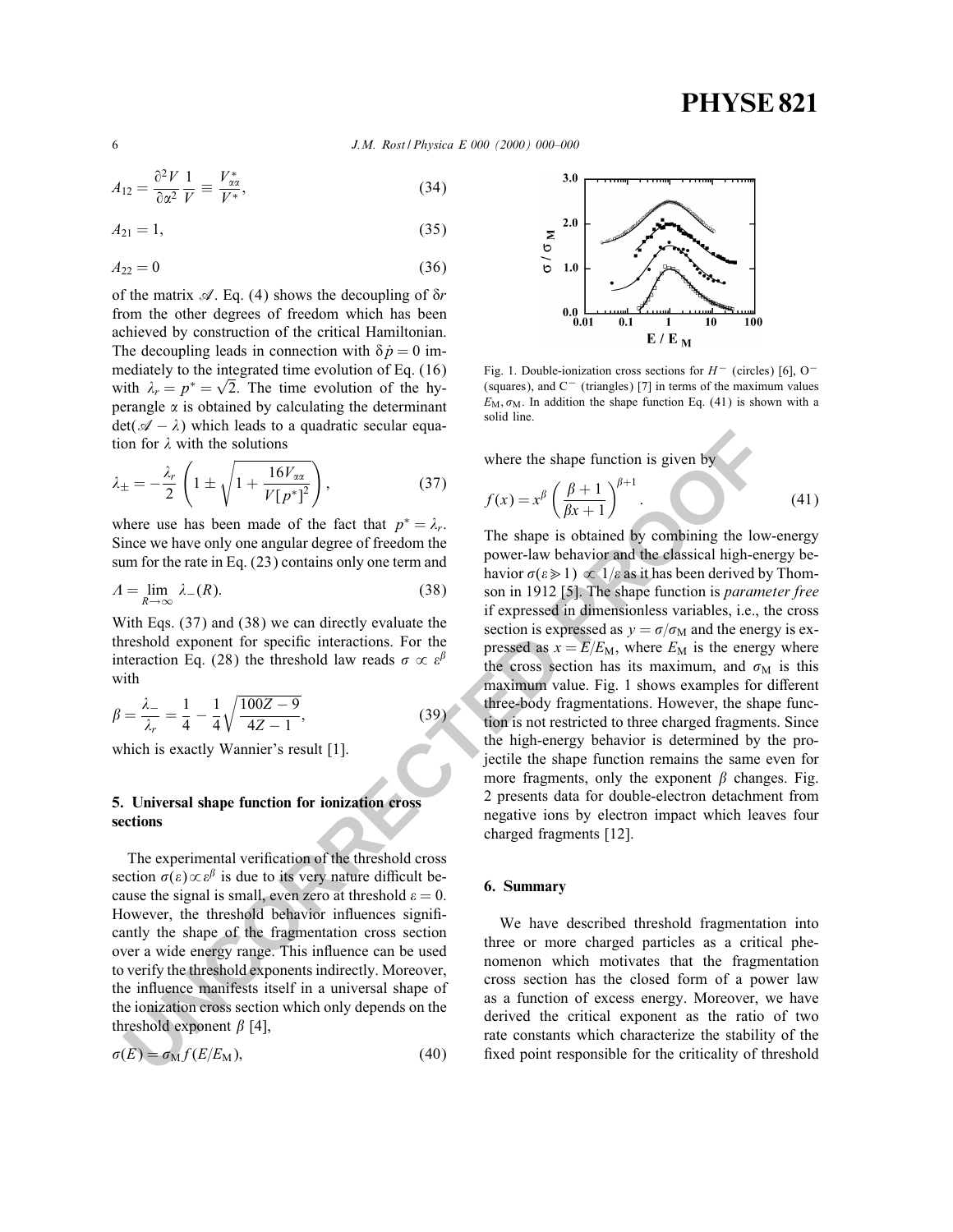$$A_{12} = \frac{\partial^2 V}{\partial \alpha^2}\frac{1}{V} \equiv \frac{V^*_{\alpha\alpha}}{V^*}, \tag{34}$$

$$A_{21} = 1, \tag{35}$$

$$A_{22} = 0 \tag{36}$$

of the matrix $\mathscr{A}$. Eq. (4) shows the decoupling of $\delta r$ from the other degrees of freedom which has been achieved by construction of the critical Hamiltonian. The decoupling leads in connection with $\delta \dot{p} = 0$ immediately to the integrated time evolution of Eq. (16) with $\lambda_r = p^* = \sqrt{2}$. The time evolution of the hyperangle $\alpha$ is obtained by calculating the determinant $\det(\mathscr{A} - \lambda)$ which leads to a quadratic secular equation for $\lambda$ with the solutions

$$\lambda_\pm = -\frac{\lambda_r}{2}\left(1 \pm \sqrt{1 + \frac{16 V_{\alpha\alpha}}{V[p^*]^2}}\right), \tag{37}$$

where use has been made of the fact that $p^* = \lambda_r$. Since we have only one angular degree of freedom the sum for the rate in Eq. (23) contains only one term and

$$\Lambda = \lim_{R\to\infty} \lambda_-(R). \tag{38}$$

With Eqs. (37) and (38) we can directly evaluate the threshold exponent for specific interactions. For the interaction Eq. (28) the threshold law reads $\sigma \propto \varepsilon^\beta$ with

$$\beta = \frac{\lambda_-}{\lambda_r} = \frac{1}{4} - \frac{1}{4}\sqrt{\frac{100Z - 9}{4Z - 1}}, \tag{39}$$

which is exactly Wannier's result [1].

## 5. Universal shape function for ionization cross sections

The experimental verification of the threshold cross section $\sigma(\varepsilon) \propto \varepsilon^\beta$ is due to its very nature difficult because the signal is small, even zero at threshold $\varepsilon = 0$. However, the threshold behavior influences significantly the shape of the fragmentation cross section over a wide energy range. This influence can be used to verify the threshold exponents indirectly. Moreover, the influence manifests itself in a universal shape of the ionization cross section which only depends on the threshold exponent $\beta$ [4],

$$\sigma(E) = \sigma_M f(E/E_M), \tag{40}$$

Fig. 1. Double-ionization cross sections for $H^-$ (circles) [6], $O^-$ (squares), and $C^-$ (triangles) [7] in terms of the maximum values $E_M, \sigma_M$. In addition the shape function Eq. (41) is shown with a solid line.

where the shape function is given by

$$f(x) = x^\beta \left(\frac{\beta + 1}{\beta x + 1}\right)^{\beta+1}. \tag{41}$$

The shape is obtained by combining the low-energy power-law behavior and the classical high-energy behavior $\sigma(\varepsilon \gg 1) \propto 1/\varepsilon$ as it has been derived by Thomson in 1912 [5]. The shape function is *parameter free* if expressed in dimensionless variables, i.e., the cross section is expressed as $y = \sigma/\sigma_M$ and the energy is expressed as $x = E/E_M$, where $E_M$ is the energy where the cross section has its maximum, and $\sigma_M$ is this maximum value. Fig. 1 shows examples for different three-body fragmentations. However, the shape function is not restricted to three charged fragments. Since the high-energy behavior is determined by the projectile the shape function remains the same even for more fragments, only the exponent $\beta$ changes. Fig. 2 presents data for double-electron detachment from negative ions by electron impact which leaves four charged fragments [12].

## 6. Summary

We have described threshold fragmentation into three or more charged particles as a critical phenomenon which motivates that the fragmentation cross section has the closed form of a power law as a function of excess energy. Moreover, we have derived the critical exponent as the ratio of two rate constants which characterize the stability of the fixed point responsible for the criticality of threshold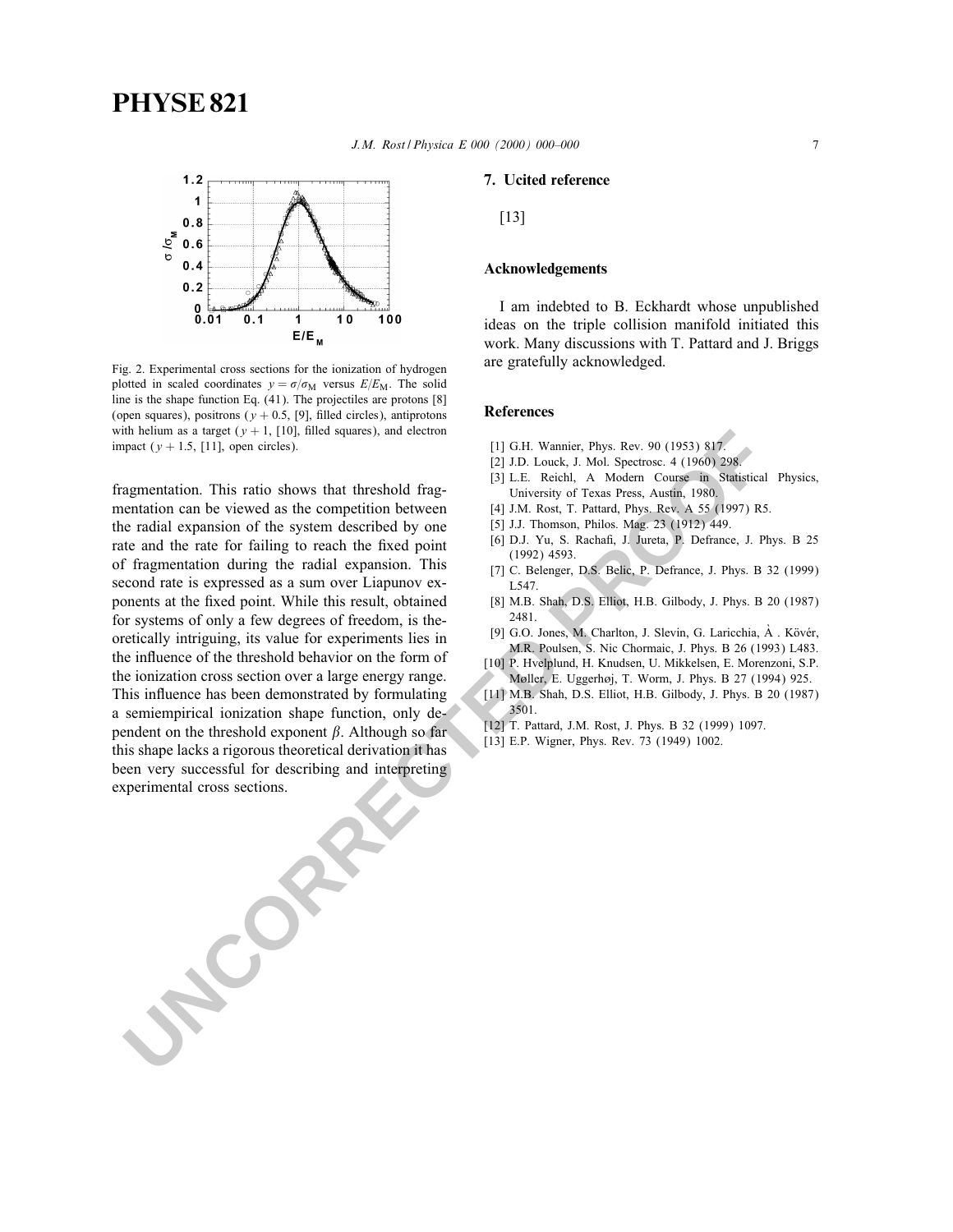1.2
1
0.8
0.6
0.4
0.2
0
$\sigma/\sigma_M$
0.01 0.1 1 10 100
$E/E_M$

Fig. 2. Experimental cross sections for the ionization of hydrogen plotted in scaled coordinates $y = \sigma/\sigma_M$ versus $E/E_M$. The solid line is the shape function Eq. (41). The projectiles are protons [8] (open squares), positrons ($y + 0.5$, [9], filled circles), antiprotons with helium as a target ($y + 1$, [10], filled squares), and electron impact ($y + 1.5$, [11], open circles).

fragmentation. This ratio shows that threshold fragmentation can be viewed as the competition between the radial expansion of the system described by one rate and the rate for failing to reach the fixed point of fragmentation during the radial expansion. This second rate is expressed as a sum over Liapunov exponents at the fixed point. While this result, obtained for systems of only a few degrees of freedom, is theoretically intriguing, its value for experiments lies in the influence of the threshold behavior on the form of the ionization cross section over a large energy range. This influence has been demonstrated by formulating a semiempirical ionization shape function, only dependent on the threshold exponent $\beta$. Although so far this shape lacks a rigorous theoretical derivation it has been very successful for describing and interpreting experimental cross sections.

## 7. Ucited reference

[13]

## Acknowledgements

I am indebted to B. Eckhardt whose unpublished ideas on the triple collision manifold initiated this work. Many discussions with T. Pattard and J. Briggs are gratefully acknowledged.

## References

[1] G.H. Wannier, Phys. Rev. 90 (1953) 817.
[2] J.D. Louck, J. Mol. Spectrosc. 4 (1960) 298.
[3] L.E. Reichl, A Modern Course in Statistical Physics, University of Texas Press, Austin, 1980.
[4] J.M. Rost, T. Pattard, Phys. Rev. A 55 (1997) R5.
[5] J.J. Thomson, Philos. Mag. 23 (1912) 449.
[6] D.J. Yu, S. Rachafi, J. Jureta, P. Defrance, J. Phys. B 25 (1992) 4593.
[7] C. Belenger, D.S. Belic, P. Defrance, J. Phys. B 32 (1999) L547.
[8] M.B. Shah, D.S. Elliot, H.B. Gilbody, J. Phys. B 20 (1987) 2481.
[9] G.O. Jones, M. Charlton, J. Slevin, G. Laricchia, À . Kövér, M.R. Poulsen, S. Nic Chormaic, J. Phys. B 26 (1993) L483.
[10] P. Hvelplund, H. Knudsen, U. Mikkelsen, E. Morenzoni, S.P. Møller, E. Uggerhøj, T. Worm, J. Phys. B 27 (1994) 925.
[11] M.B. Shah, D.S. Elliot, H.B. Gilbody, J. Phys. B 20 (1987) 3501.
[12] T. Pattard, J.M. Rost, J. Phys. B 32 (1999) 1097.
[13] E.P. Wigner, Phys. Rev. 73 (1949) 1002.